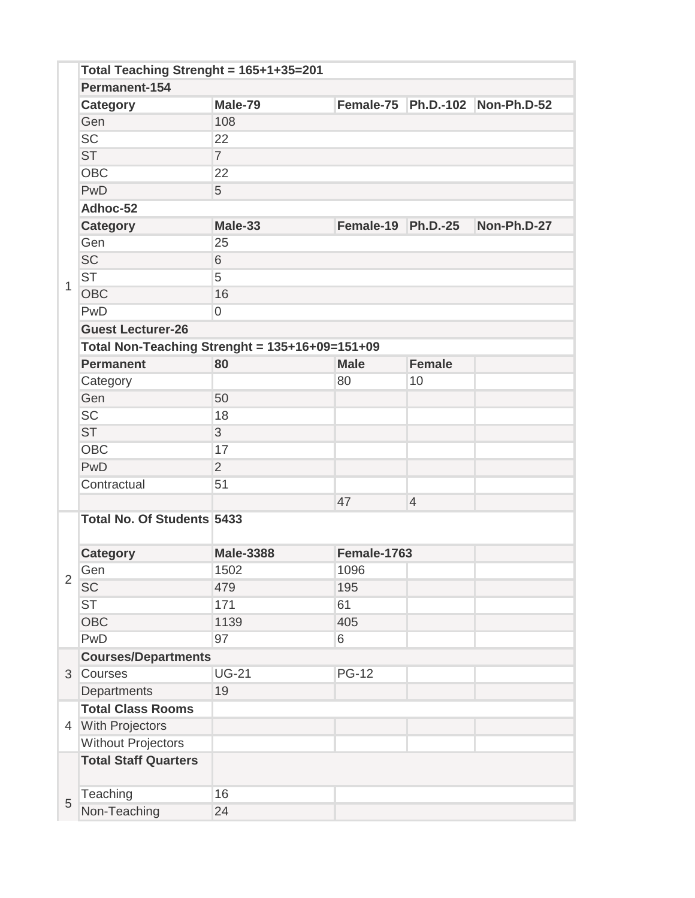| | | | | | |
|---|---|---|---|---|---|
| 1 | **Total Teaching Strenght = 165+1+35=201** | | | | |
| | **Permanent-154** | | | | |
| | **Category** | **Male-79** | **Female-75** | **Ph.D.-102** | **Non-Ph.D-52** |
| | Gen | 108 | | | |
| | SC | 22 | | | |
| | ST | 7 | | | |
| | OBC | 22 | | | |
| | PwD | 5 | | | |
| | **Adhoc-52** | | | | |
| | **Category** | **Male-33** | **Female-19** | **Ph.D.-25** | **Non-Ph.D-27** |
| | Gen | 25 | | | |
| | SC | 6 | | | |
| | ST | 5 | | | |
| | OBC | 16 | | | |
| | PwD | 0 | | | |
| | **Guest Lecturer-26** | | | | |
| | **Total Non-Teaching Strenght = 135+16+09=151+09** | | | | |
| | **Permanent** | **80** | **Male** | **Female** | |
| | Category | | 80 | 10 | |
| | Gen | 50 | | | |
| | SC | 18 | | | |
| | ST | 3 | | | |
| | OBC | 17 | | | |
| | PwD | 2 | | | |
| | Contractual | 51 | | | |
| | | | 47 | 4 | |
| 2 | **Total No. Of Students** | **5433** | | | |
| | **Category** | **Male-3388** | **Female-1763** | | |
| | Gen | 1502 | 1096 | | |
| | SC | 479 | 195 | | |
| | ST | 171 | 61 | | |
| | OBC | 1139 | 405 | | |
| | PwD | 97 | 6 | | |
| 3 | **Courses/Departments** | | | | |
| | Courses | UG-21 | PG-12 | | |
| | Departments | 19 | | | |
| 4 | **Total Class Rooms** | | | | |
| | With Projectors | | | | |
| | Without Projectors | | | | |
| 5 | **Total Staff Quarters** | | | | |
| | Teaching | 16 | | | |
| | Non-Teaching | 24 | | | |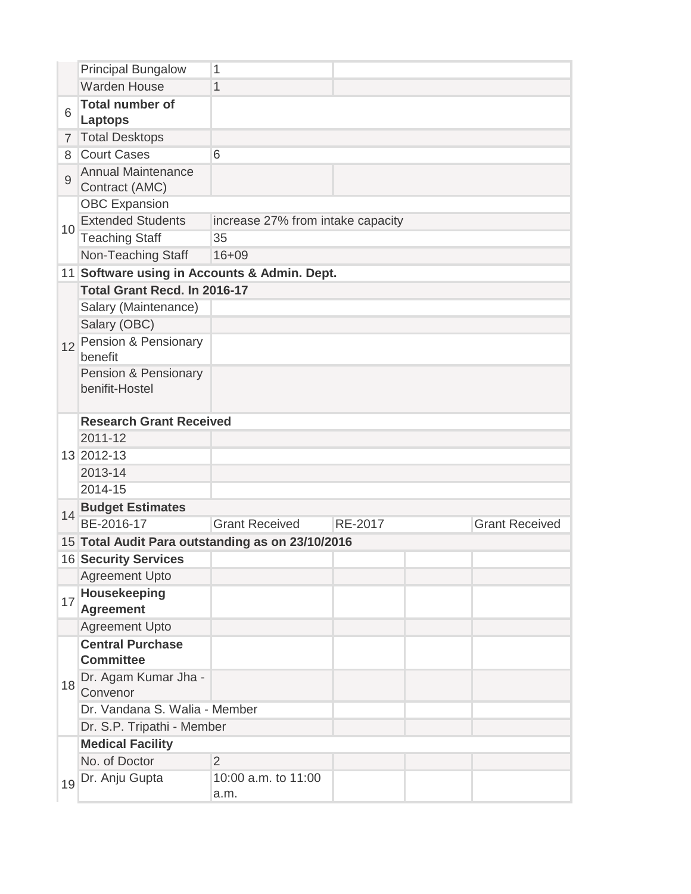| | | | | | |
|---|---|---|---|---|---|
| | Principal Bungalow | 1 | | | |
| | Warden House | 1 | | | |
| 6 | **Total number of Laptops** | | | | |
| 7 | Total Desktops | | | | |
| 8 | Court Cases | 6 | | | |
| 9 | Annual Maintenance Contract (AMC) | | | | |
| 10 | OBC Expansion | | | | |
| | Extended Students | increase 27% from intake capacity | | | |
| | Teaching Staff | 35 | | | |
| | Non-Teaching Staff | 16+09 | | | |
| 11 | **Software using in Accounts & Admin. Dept.** | | | | |
| 12 | **Total Grant Recd. In 2016-17** | | | | |
| | Salary (Maintenance) | | | | |
| | Salary (OBC) | | | | |
| | Pension & Pensionary benefit | | | | |
| | Pension & Pensionary benifit-Hostel | | | | |
| 13 | **Research Grant Received** | | | | |
| | 2011-12 | | | | |
| | 2012-13 | | | | |
| | 2013-14 | | | | |
| | 2014-15 | | | | |
| 14 | **Budget Estimates** | | | | |
| | BE-2016-17 | Grant Received | RE-2017 | | Grant Received |
| 15 | **Total Audit Para outstanding as on 23/10/2016** | | | | |
| 16 | **Security Services** | | | | |
| | Agreement Upto | | | | |
| 17 | **Housekeeping Agreement** | | | | |
| | Agreement Upto | | | | |
| 18 | **Central Purchase Committee** | | | | |
| | Dr. Agam Kumar Jha - Convenor | | | | |
| | Dr. Vandana S. Walia - Member | | | | |
| | Dr. S.P. Tripathi - Member | | | | |
| 19 | **Medical Facility** | | | | |
| | No. of Doctor | 2 | | | |
| | Dr. Anju Gupta | 10:00 a.m. to 11:00 a.m. | | | |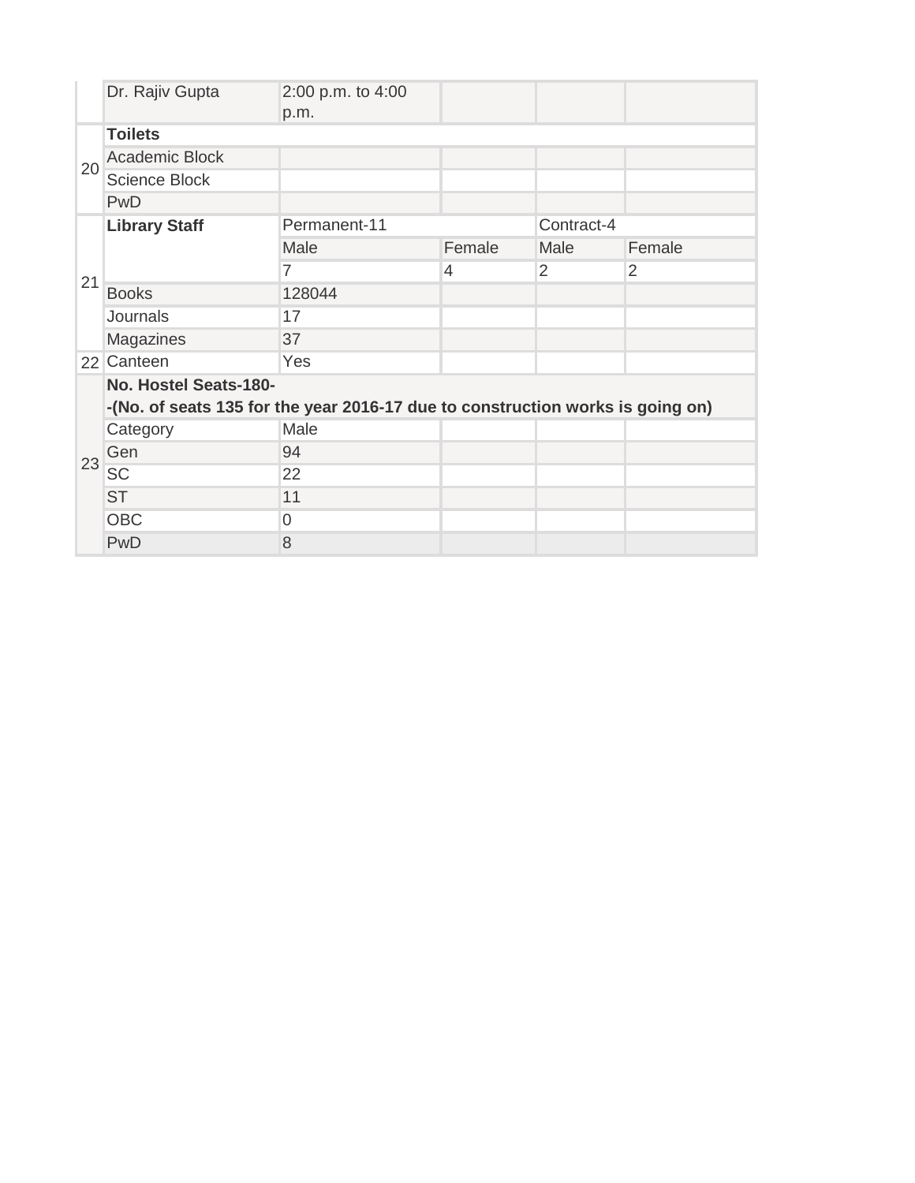| | | | | | |
|---|---|---|---|---|---|
| | Dr. Rajiv Gupta | 2:00 p.m. to 4:00 p.m. | | | |
| 20 | **Toilets** | | | | |
| | Academic Block | | | | |
| | Science Block | | | | |
| | PwD | | | | |
| 21 | **Library Staff** | Permanent-11 | | Contract-4 | |
| | | Male | Female | Male | Female |
| | | 7 | 4 | 2 | 2 |
| | Books | 128044 | | | |
| | Journals | 17 | | | |
| | Magazines | 37 | | | |
| 22 | Canteen | Yes | | | |
| 23 | **No. Hostel Seats-180- -(No. of seats 135 for the year 2016-17 due to construction works is going on)** | | | | |
| | Category | Male | | | |
| | Gen | 94 | | | |
| | SC | 22 | | | |
| | ST | 11 | | | |
| | OBC | 0 | | | |
| | PwD | 8 | | | |